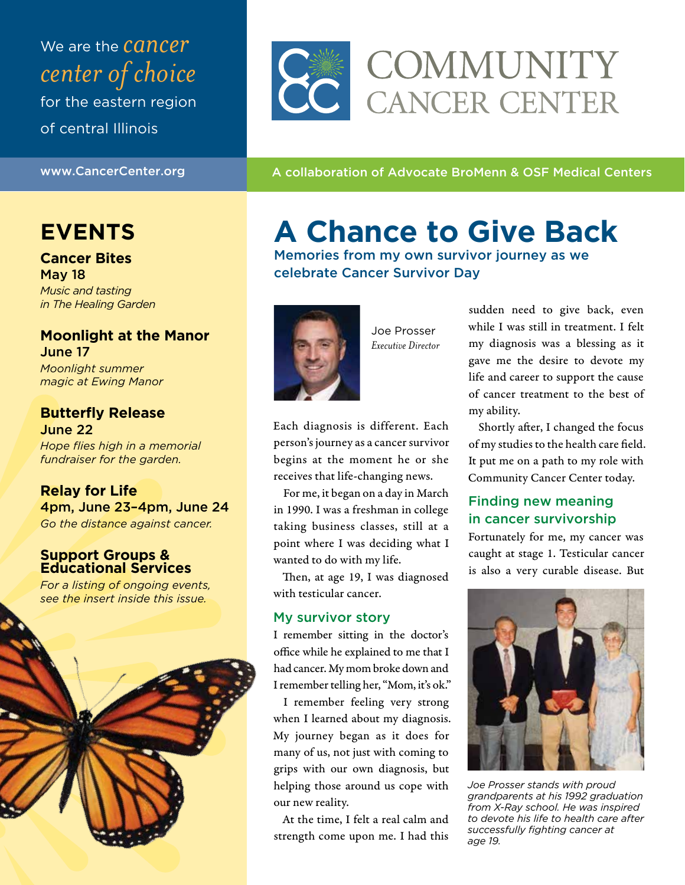We are the *cancer center of choice* for the eastern region of central Illinois

# COMMUNITY CANCER CENTER

www.CancerCenter.org

A collaboration of Advocate BroMenn & OSF Medical Centers

## EVENTS

**Cancer Bites**
**May 18**
*Music and tasting in The Healing Garden*

**Moonlight at the Manor**
**June 17**
*Moonlight summer magic at Ewing Manor*

**Butterfly Release**
**June 22**
*Hope flies high in a memorial fundraiser for the garden.*

**Relay for Life**
**4pm, June 23–4pm, June 24**
*Go the distance against cancer.*

**Support Groups & Educational Services**
*For a listing of ongoing events, see the insert inside this issue.*

# A Chance to Give Back

**Memories from my own survivor journey as we celebrate Cancer Survivor Day**

Joe Prosser
*Executive Director*

Each diagnosis is different. Each person's journey as a cancer survivor begins at the moment he or she receives that life-changing news.

For me, it began on a day in March in 1990. I was a freshman in college taking business classes, still at a point where I was deciding what I wanted to do with my life.

Then, at age 19, I was diagnosed with testicular cancer.

### My survivor story

I remember sitting in the doctor's office while he explained to me that I had cancer. My mom broke down and I remember telling her, "Mom, it's ok."

I remember feeling very strong when I learned about my diagnosis. My journey began as it does for many of us, not just with coming to grips with our own diagnosis, but helping those around us cope with our new reality.

At the time, I felt a real calm and strength come upon me. I had this sudden need to give back, even while I was still in treatment. I felt my diagnosis was a blessing as it gave me the desire to devote my life and career to support the cause of cancer treatment to the best of my ability.

Shortly after, I changed the focus of my studies to the health care field. It put me on a path to my role with Community Cancer Center today.

### Finding new meaning in cancer survivorship

Fortunately for me, my cancer was caught at stage 1. Testicular cancer is also a very curable disease. But

*Joe Prosser stands with proud grandparents at his 1992 graduation from X-Ray school. He was inspired to devote his life to health care after successfully fighting cancer at age 19.*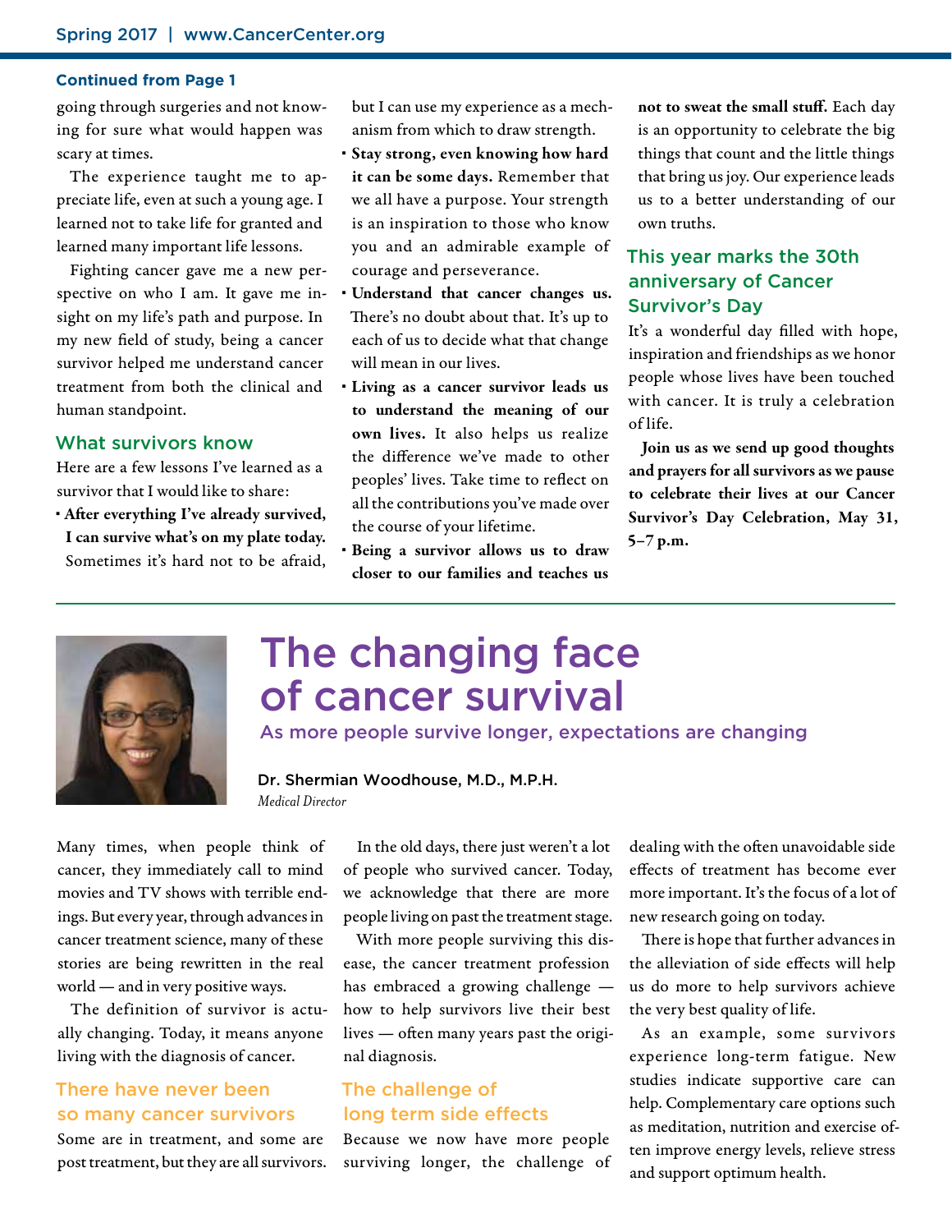**Continued from Page 1**

going through surgeries and not knowing for sure what would happen was scary at times.

The experience taught me to appreciate life, even at such a young age. I learned not to take life for granted and learned many important life lessons.

Fighting cancer gave me a new perspective on who I am. It gave me insight on my life's path and purpose. In my new field of study, being a cancer survivor helped me understand cancer treatment from both the clinical and human standpoint.

## What survivors know

Here are a few lessons I've learned as a survivor that I would like to share:

- **After everything I've already survived, I can survive what's on my plate today.** Sometimes it's hard not to be afraid, but I can use my experience as a mechanism from which to draw strength.
- **Stay strong, even knowing how hard it can be some days.** Remember that we all have a purpose. Your strength is an inspiration to those who know you and an admirable example of courage and perseverance.
- **Understand that cancer changes us.** There's no doubt about that. It's up to each of us to decide what that change will mean in our lives.
- **Living as a cancer survivor leads us to understand the meaning of our own lives.** It also helps us realize the difference we've made to other peoples' lives. Take time to reflect on all the contributions you've made over the course of your lifetime.
- **Being a survivor allows us to draw closer to our families and teaches us not to sweat the small stuff.** Each day is an opportunity to celebrate the big things that count and the little things that bring us joy. Our experience leads us to a better understanding of our own truths.

## This year marks the 30th anniversary of Cancer Survivor's Day

It's a wonderful day filled with hope, inspiration and friendships as we honor people whose lives have been touched with cancer. It is truly a celebration of life.

**Join us as we send up good thoughts and prayers for all survivors as we pause to celebrate their lives at our Cancer Survivor's Day Celebration, May 31, 5–7 p.m.**

---

# The changing face of cancer survival

### As more people survive longer, expectations are changing

Dr. Shermian Woodhouse, M.D., M.P.H.
*Medical Director*

Many times, when people think of cancer, they immediately call to mind movies and TV shows with terrible endings. But every year, through advances in cancer treatment science, many of these stories are being rewritten in the real world — and in very positive ways.

The definition of survivor is actually changing. Today, it means anyone living with the diagnosis of cancer.

## There have never been so many cancer survivors

Some are in treatment, and some are post treatment, but they are all survivors.

In the old days, there just weren't a lot of people who survived cancer. Today, we acknowledge that there are more people living on past the treatment stage.

With more people surviving this disease, the cancer treatment profession has embraced a growing challenge — how to help survivors live their best lives — often many years past the original diagnosis.

## The challenge of long term side effects

Because we now have more people surviving longer, the challenge of dealing with the often unavoidable side effects of treatment has become ever more important. It's the focus of a lot of new research going on today.

There is hope that further advances in the alleviation of side effects will help us do more to help survivors achieve the very best quality of life.

As an example, some survivors experience long-term fatigue. New studies indicate supportive care can help. Complementary care options such as meditation, nutrition and exercise often improve energy levels, relieve stress and support optimum health.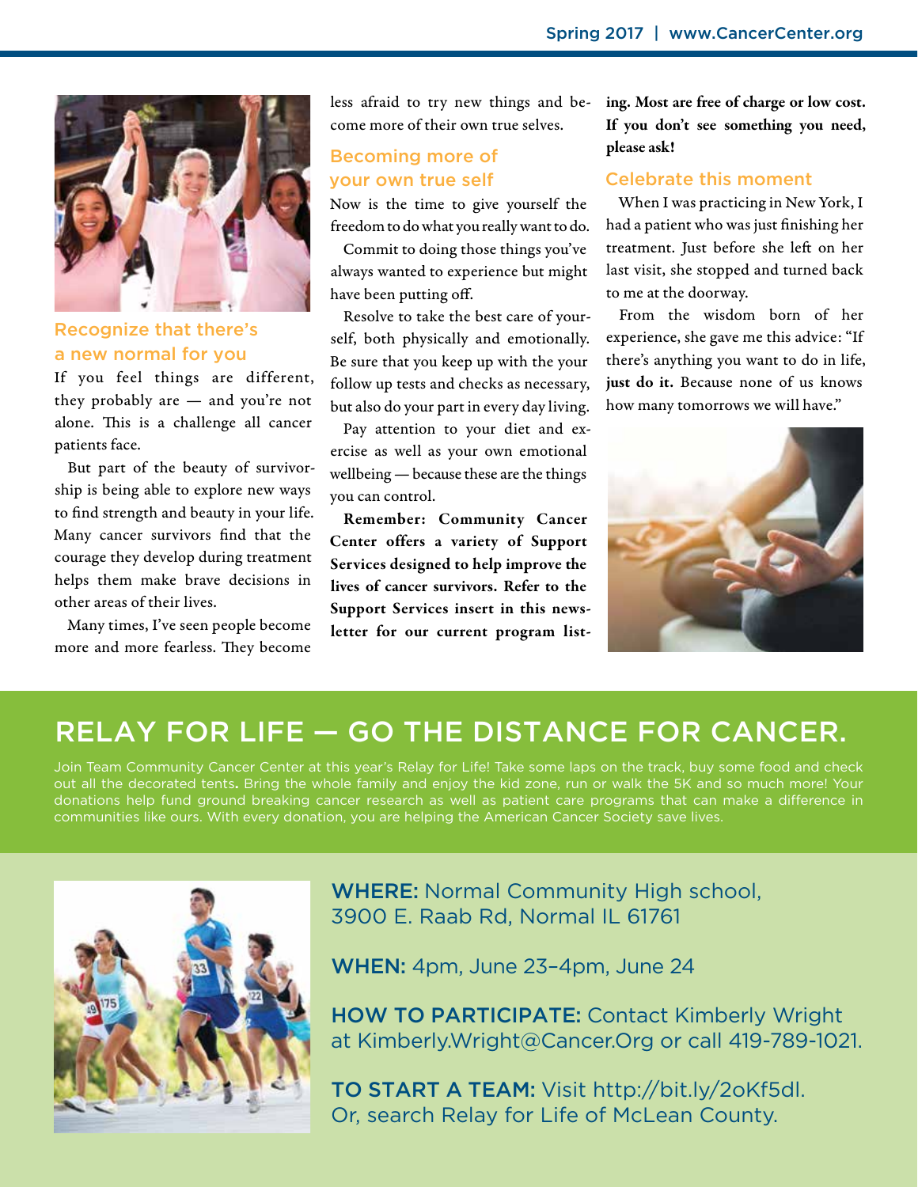## Recognize that there's a new normal for you

If you feel things are different, they probably are — and you're not alone. This is a challenge all cancer patients face.

But part of the beauty of survivorship is being able to explore new ways to find strength and beauty in your life. Many cancer survivors find that the courage they develop during treatment helps them make brave decisions in other areas of their lives.

Many times, I've seen people become more and more fearless. They become less afraid to try new things and become more of their own true selves.

## Becoming more of your own true self

Now is the time to give yourself the freedom to do what you really want to do.

Commit to doing those things you've always wanted to experience but might have been putting off.

Resolve to take the best care of yourself, both physically and emotionally. Be sure that you keep up with the your follow up tests and checks as necessary, but also do your part in every day living.

Pay attention to your diet and exercise as well as your own emotional wellbeing — because these are the things you can control.

**Remember: Community Cancer Center offers a variety of Support Services designed to help improve the lives of cancer survivors. Refer to the Support Services insert in this newsletter for our current program listing. Most are free of charge or low cost. If you don't see something you need, please ask!**

## Celebrate this moment

When I was practicing in New York, I had a patient who was just finishing her treatment. Just before she left on her last visit, she stopped and turned back to me at the doorway.

From the wisdom born of her experience, she gave me this advice: "If there's anything you want to do in life, **just do it.** Because none of us knows how many tomorrows we will have."

# RELAY FOR LIFE — GO THE DISTANCE FOR CANCER.

Join Team Community Cancer Center at this year's Relay for Life! Take some laps on the track, buy some food and check out all the decorated tents. Bring the whole family and enjoy the kid zone, run or walk the 5K and so much more! Your donations help fund ground breaking cancer research as well as patient care programs that can make a difference in communities like ours. With every donation, you are helping the American Cancer Society save lives.

**WHERE:** Normal Community High school, 3900 E. Raab Rd, Normal IL 61761

**WHEN:** 4pm, June 23–4pm, June 24

**HOW TO PARTICIPATE:** Contact Kimberly Wright at Kimberly.Wright@Cancer.Org or call 419-789-1021.

**TO START A TEAM:** Visit http://bit.ly/2oKf5dl. Or, search Relay for Life of McLean County.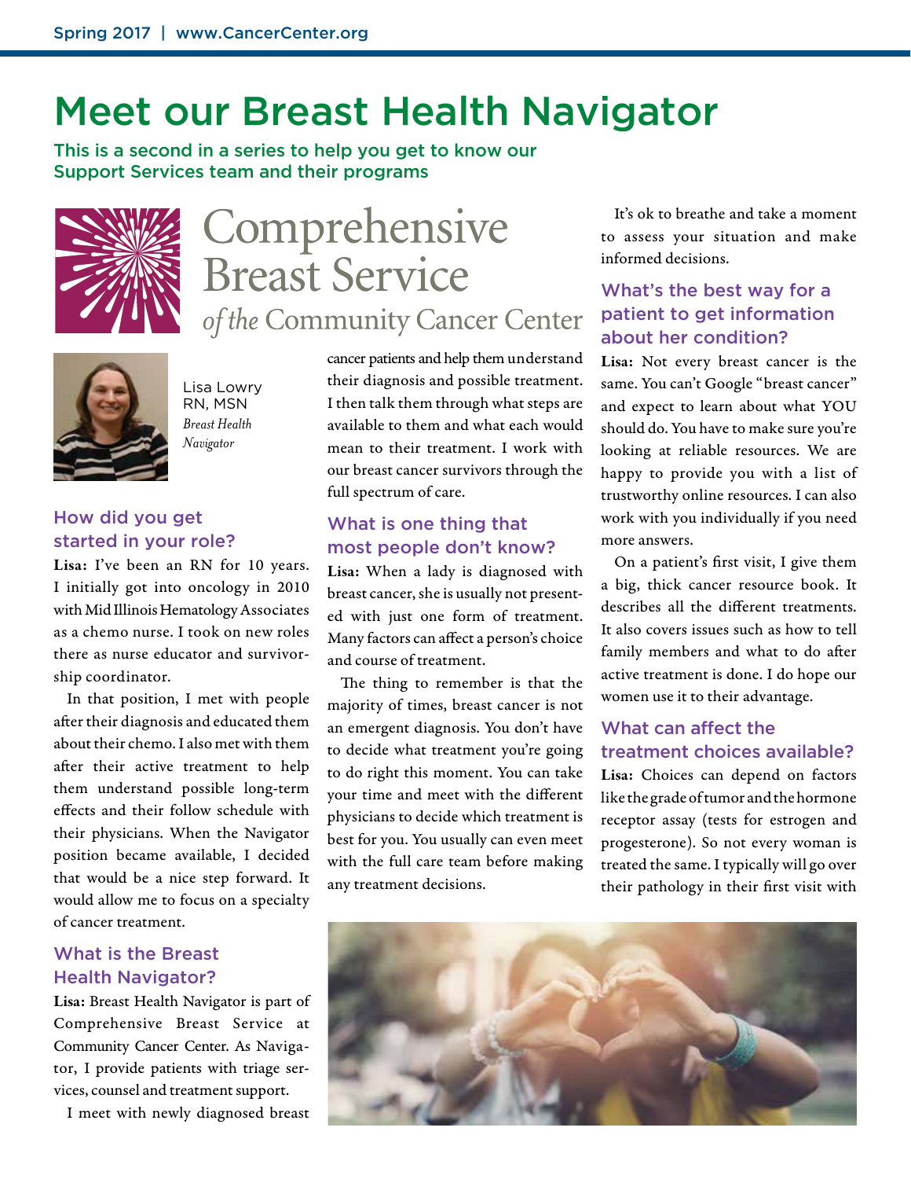# Meet our Breast Health Navigator

This is a second in a series to help you get to know our Support Services team and their programs

Comprehensive Breast Service *of the* Community Cancer Center

Lisa Lowry
RN, MSN
*Breast Health Navigator*

### How did you get started in your role?

**Lisa:** I've been an RN for 10 years. I initially got into oncology in 2010 with Mid Illinois Hematology Associates as a chemo nurse. I took on new roles there as nurse educator and survivorship coordinator.

In that position, I met with people after their diagnosis and educated them about their chemo. I also met with them after their active treatment to help them understand possible long-term effects and their follow schedule with their physicians. When the Navigator position became available, I decided that would be a nice step forward. It would allow me to focus on a specialty of cancer treatment.

### What is the Breast Health Navigator?

**Lisa:** Breast Health Navigator is part of Comprehensive Breast Service at Community Cancer Center. As Navigator, I provide patients with triage services, counsel and treatment support.

I meet with newly diagnosed breast cancer patients and help them understand their diagnosis and possible treatment. I then talk them through what steps are available to them and what each would mean to their treatment. I work with our breast cancer survivors through the full spectrum of care.

### What is one thing that most people don't know?

**Lisa:** When a lady is diagnosed with breast cancer, she is usually not presented with just one form of treatment. Many factors can affect a person's choice and course of treatment.

The thing to remember is that the majority of times, breast cancer is not an emergent diagnosis. You don't have to decide what treatment you're going to do right this moment. You can take your time and meet with the different physicians to decide which treatment is best for you. You usually can even meet with the full care team before making any treatment decisions.

It's ok to breathe and take a moment to assess your situation and make informed decisions.

### What's the best way for a patient to get information about her condition?

**Lisa:** Not every breast cancer is the same. You can't Google "breast cancer" and expect to learn about what YOU should do. You have to make sure you're looking at reliable resources. We are happy to provide you with a list of trustworthy online resources. I can also work with you individually if you need more answers.

On a patient's first visit, I give them a big, thick cancer resource book. It describes all the different treatments. It also covers issues such as how to tell family members and what to do after active treatment is done. I do hope our women use it to their advantage.

### What can affect the treatment choices available?

**Lisa:** Choices can depend on factors like the grade of tumor and the hormone receptor assay (tests for estrogen and progesterone). So not every woman is treated the same. I typically will go over their pathology in their first visit with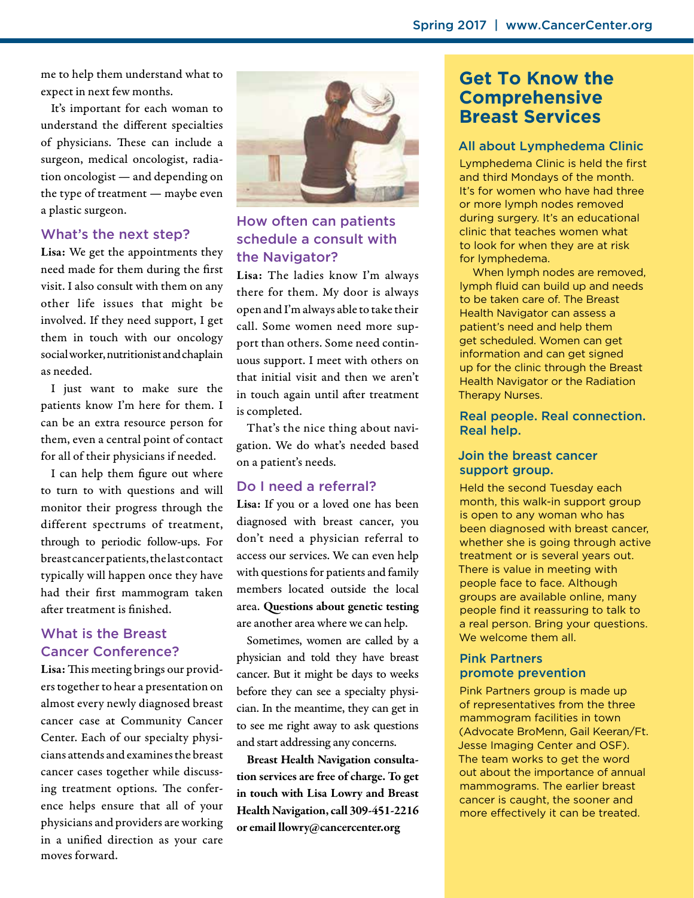me to help them understand what to expect in next few months.

It's important for each woman to understand the different specialties of physicians. These can include a surgeon, medical oncologist, radiation oncologist — and depending on the type of treatment — maybe even a plastic surgeon.

### What's the next step?

**Lisa:** We get the appointments they need made for them during the first visit. I also consult with them on any other life issues that might be involved. If they need support, I get them in touch with our oncology social worker, nutritionist and chaplain as needed.

I just want to make sure the patients know I'm here for them. I can be an extra resource person for them, even a central point of contact for all of their physicians if needed.

I can help them figure out where to turn to with questions and will monitor their progress through the different spectrums of treatment, through to periodic follow-ups. For breast cancer patients, the last contact typically will happen once they have had their first mammogram taken after treatment is finished.

### What is the Breast Cancer Conference?

**Lisa:** This meeting brings our providers together to hear a presentation on almost every newly diagnosed breast cancer case at Community Cancer Center. Each of our specialty physicians attends and examines the breast cancer cases together while discussing treatment options. The conference helps ensure that all of your physicians and providers are working in a unified direction as your care moves forward.

### How often can patients schedule a consult with the Navigator?

**Lisa:** The ladies know I'm always there for them. My door is always open and I'm always able to take their call. Some women need more support than others. Some need continuous support. I meet with others on that initial visit and then we aren't in touch again until after treatment is completed.

That's the nice thing about navigation. We do what's needed based on a patient's needs.

### Do I need a referral?

**Lisa:** If you or a loved one has been diagnosed with breast cancer, you don't need a physician referral to access our services. We can even help with questions for patients and family members located outside the local area. **Questions about genetic testing** are another area where we can help.

Sometimes, women are called by a physician and told they have breast cancer. But it might be days to weeks before they can see a specialty physician. In the meantime, they can get in to see me right away to ask questions and start addressing any concerns.

**Breast Health Navigation consultation services are free of charge. To get in touch with Lisa Lowry and Breast Health Navigation, call 309-451-2216 or email llowry@cancercenter.org**

## Get To Know the Comprehensive Breast Services

### All about Lymphedema Clinic

Lymphedema Clinic is held the first and third Mondays of the month. It's for women who have had three or more lymph nodes removed during surgery. It's an educational clinic that teaches women what to look for when they are at risk for lymphedema.

When lymph nodes are removed, lymph fluid can build up and needs to be taken care of. The Breast Health Navigator can assess a patient's need and help them get scheduled. Women can get information and can get signed up for the clinic through the Breast Health Navigator or the Radiation Therapy Nurses.

### Real people. Real connection. Real help.

### Join the breast cancer support group.

Held the second Tuesday each month, this walk-in support group is open to any woman who has been diagnosed with breast cancer, whether she is going through active treatment or is several years out. There is value in meeting with people face to face. Although groups are available online, many people find it reassuring to talk to a real person. Bring your questions. We welcome them all.

### Pink Partners promote prevention

Pink Partners group is made up of representatives from the three mammogram facilities in town (Advocate BroMenn, Gail Keeran/Ft. Jesse Imaging Center and OSF). The team works to get the word out about the importance of annual mammograms. The earlier breast cancer is caught, the sooner and more effectively it can be treated.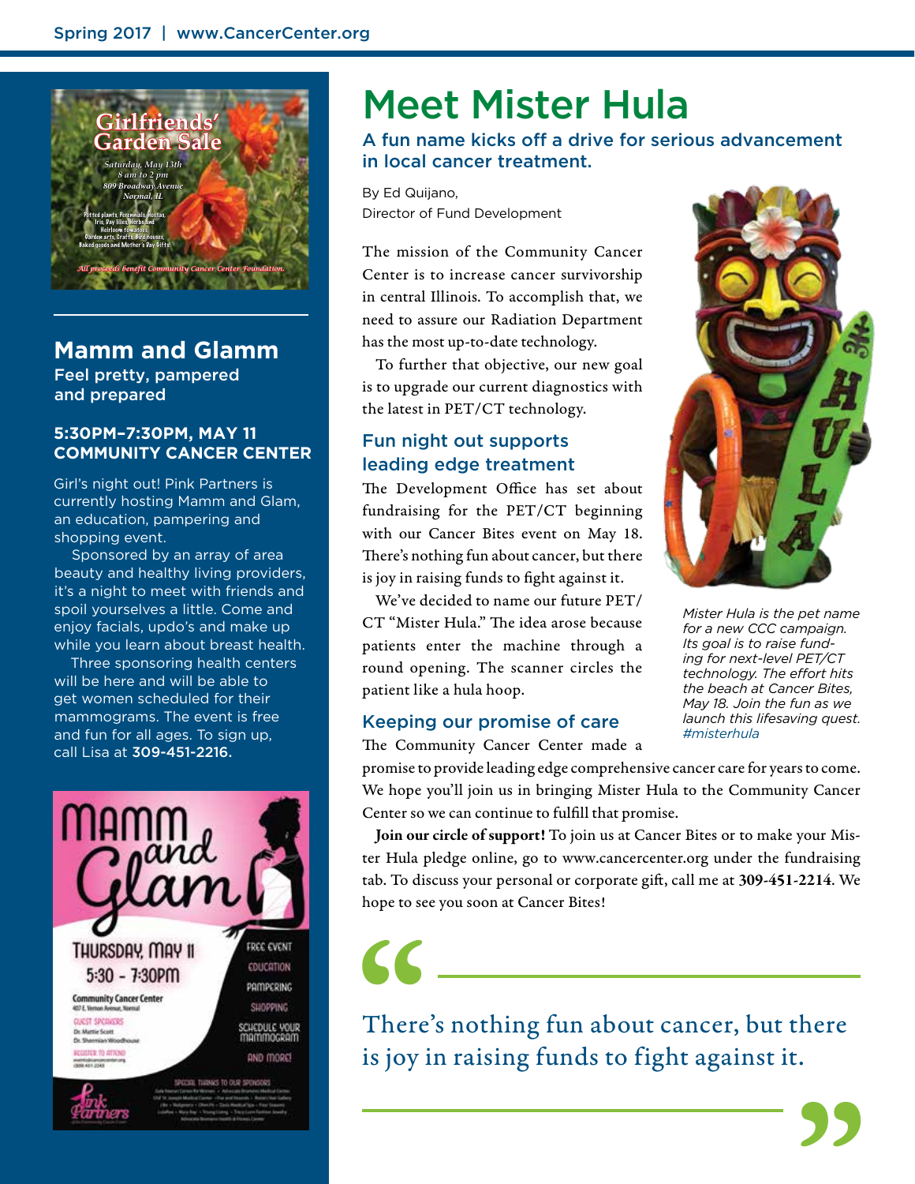Girlfriends' Garden Sale

Saturday, May 13th
8 am to 2 pm
809 Broadway Avenue
Normal, IL

Potted plants, Perennials, Hostas, Iris, Day lilies, Herbs and Heirloom tomatoes, Garden arts, Crafts, Bird houses, Baked goods and Mother's Day Gifts!

All proceeds benefit Community Cancer Center Foundation.

## Mamm and Glamm

**Feel pretty, pampered and prepared**

**5:30PM–7:30PM, MAY 11**
**COMMUNITY CANCER CENTER**

Girl's night out! Pink Partners is currently hosting Mamm and Glam, an education, pampering and shopping event.

Sponsored by an array of area beauty and healthy living providers, it's a night to meet with friends and spoil yourselves a little. Come and enjoy facials, updo's and make up while you learn about breast health.

Three sponsoring health centers will be here and will be able to get women scheduled for their mammograms. The event is free and fun for all ages. To sign up, call Lisa at **309-451-2216.**

Mamm and Glam

THURSDAY, MAY 11
5:30 - 7:30PM

Community Cancer Center
407 E. Vernon Avenue, Normal

GUEST SPEAKERS
Dr. Mattie Scott
Dr. Shermian Woodhouse

REGISTER TO ATTEND
(309) 451-2240

FREE EVENT
EDUCATION
PAMPERING
SHOPPING
SCHEDULE YOUR MAMMOGRAM
AND MORE!

Pink Partners

# Meet Mister Hula

## A fun name kicks off a drive for serious advancement in local cancer treatment.

By Ed Quijano,
Director of Fund Development

The mission of the Community Cancer Center is to increase cancer survivorship in central Illinois. To accomplish that, we need to assure our Radiation Department has the most up-to-date technology.

To further that objective, our new goal is to upgrade our current diagnostics with the latest in PET/CT technology.

### Fun night out supports leading edge treatment

The Development Office has set about fundraising for the PET/CT beginning with our Cancer Bites event on May 18. There's nothing fun about cancer, but there is joy in raising funds to fight against it.

We've decided to name our future PET/CT "Mister Hula." The idea arose because patients enter the machine through a round opening. The scanner circles the patient like a hula hoop.

*Mister Hula is the pet name for a new CCC campaign. Its goal is to raise funding for next-level PET/CT technology. The effort hits the beach at Cancer Bites, May 18. Join the fun as we launch this lifesaving quest. #misterhula*

### Keeping our promise of care

The Community Cancer Center made a promise to provide leading edge comprehensive cancer care for years to come. We hope you'll join us in bringing Mister Hula to the Community Cancer Center so we can continue to fulfill that promise.

**Join our circle of support!** To join us at Cancer Bites or to make your Mister Hula pledge online, go to www.cancercenter.org under the fundraising tab. To discuss your personal or corporate gift, call me at **309-451-2214**. We hope to see you soon at Cancer Bites!

> There's nothing fun about cancer, but there is joy in raising funds to fight against it.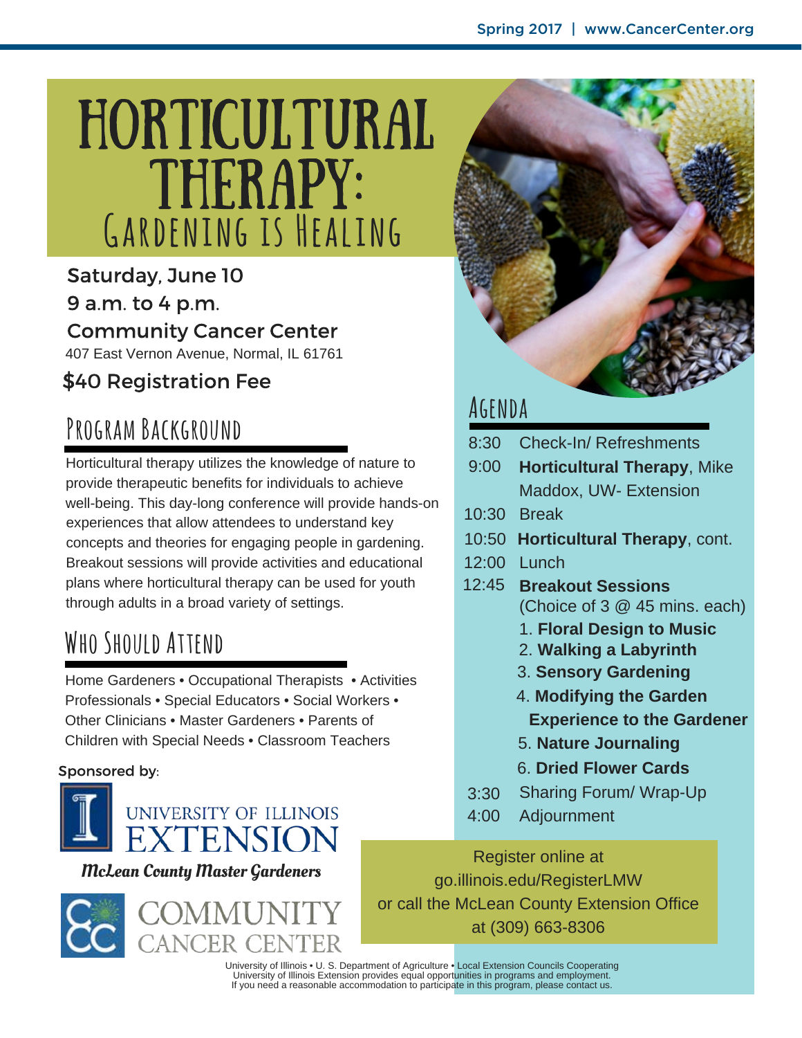# HORTICULTURAL THERAPY:

## Gardening is Healing

**Saturday, June 10**
**9 a.m. to 4 p.m.**
**Community Cancer Center**
407 East Vernon Avenue, Normal, IL 61761

**$40 Registration Fee**

## Program Background

Horticultural therapy utilizes the knowledge of nature to provide therapeutic benefits for individuals to achieve well-being. This day-long conference will provide hands-on experiences that allow attendees to understand key concepts and theories for engaging people in gardening. Breakout sessions will provide activities and educational plans where horticultural therapy can be used for youth through adults in a broad variety of settings.

## Who Should Attend

Home Gardeners • Occupational Therapists • Activities Professionals • Special Educators • Social Workers • Other Clinicians • Master Gardeners • Parents of Children with Special Needs • Classroom Teachers

Sponsored by:

University of Illinois Extension

McLean County Master Gardeners

Community Cancer Center

## Agenda

| | |
|---|---|
| 8:30 | Check-In/ Refreshments |
| 9:00 | **Horticultural Therapy**, Mike Maddox, UW- Extension |
| 10:30 | Break |
| 10:50 | **Horticultural Therapy**, cont. |
| 12:00 | Lunch |
| 12:45 | **Breakout Sessions** (Choice of 3 @ 45 mins. each)<br>1. **Floral Design to Music**<br>2. **Walking a Labyrinth**<br>3. **Sensory Gardening**<br>4. **Modifying the Garden Experience to the Gardener**<br>5. **Nature Journaling**<br>6. **Dried Flower Cards** |
| 3:30 | Sharing Forum/ Wrap-Up |
| 4:00 | Adjournment |

Register online at go.illinois.edu/RegisterLMW or call the McLean County Extension Office at (309) 663-8306

University of Illinois • U. S. Department of Agriculture • Local Extension Councils Cooperating
University of Illinois Extension provides equal opportunities in programs and employment.
If you need a reasonable accommodation to participate in this program, please contact us.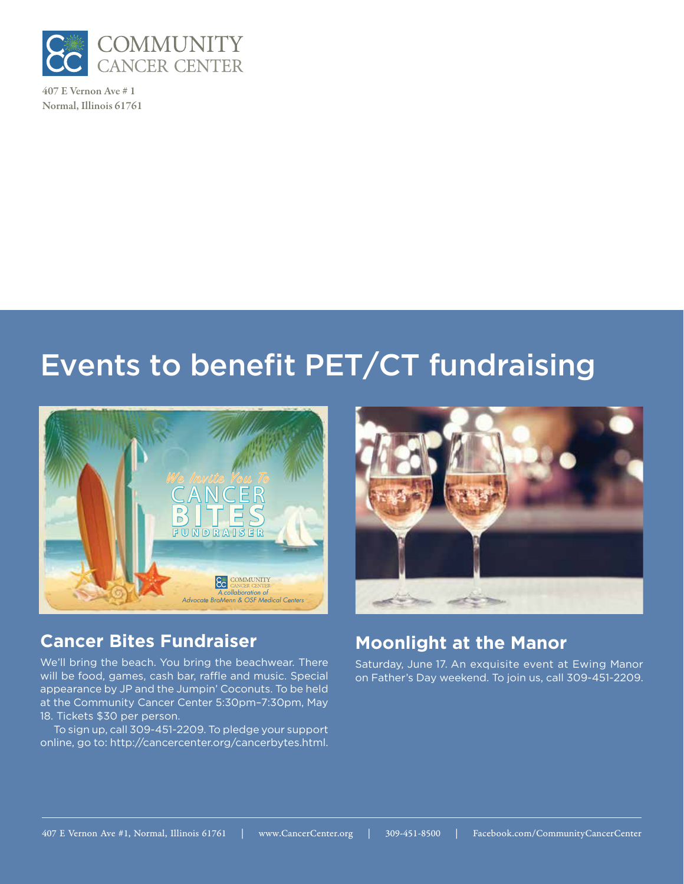COMMUNITY CANCER CENTER

407 E Vernon Ave # 1
Normal, Illinois 61761

# Events to benefit PET/CT fundraising

## Cancer Bites Fundraiser

We'll bring the beach. You bring the beachwear. There will be food, games, cash bar, raffle and music. Special appearance by JP and the Jumpin' Coconuts. To be held at the Community Cancer Center 5:30pm–7:30pm, May 18. Tickets $30 per person.

To sign up, call 309-451-2209. To pledge your support online, go to: http://cancercenter.org/cancerbytes.html.

## Moonlight at the Manor

Saturday, June 17. An exquisite event at Ewing Manor on Father's Day weekend. To join us, call 309-451-2209.

407 E Vernon Ave #1, Normal, Illinois 61761 | www.CancerCenter.org | 309-451-8500 | Facebook.com/CommunityCancerCenter